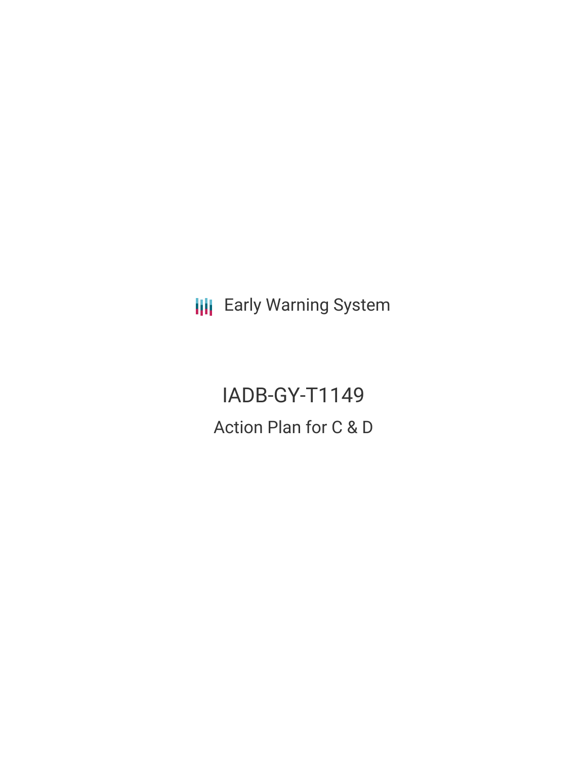Early Warning System

# IADB-GY-T1149

## Action Plan for C & D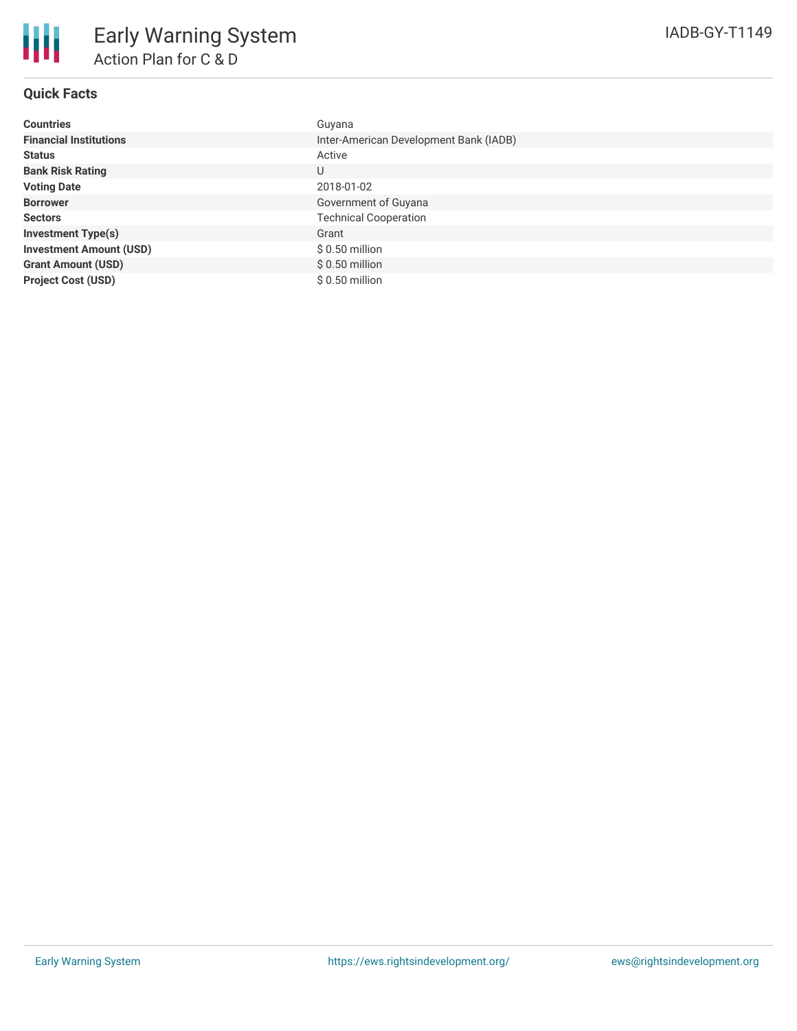# Early Warning System

## Action Plan for C & D

IADB-GY-T1149

### Quick Facts

| | |
|---|---|
| **Countries** | Guyana |
| **Financial Institutions** | Inter-American Development Bank (IADB) |
| **Status** | Active |
| **Bank Risk Rating** | U |
| **Voting Date** | 2018-01-02 |
| **Borrower** | Government of Guyana |
| **Sectors** | Technical Cooperation |
| **Investment Type(s)** | Grant |
| **Investment Amount (USD)** | $ 0.50 million |
| **Grant Amount (USD)** | $ 0.50 million |
| **Project Cost (USD)** | $ 0.50 million |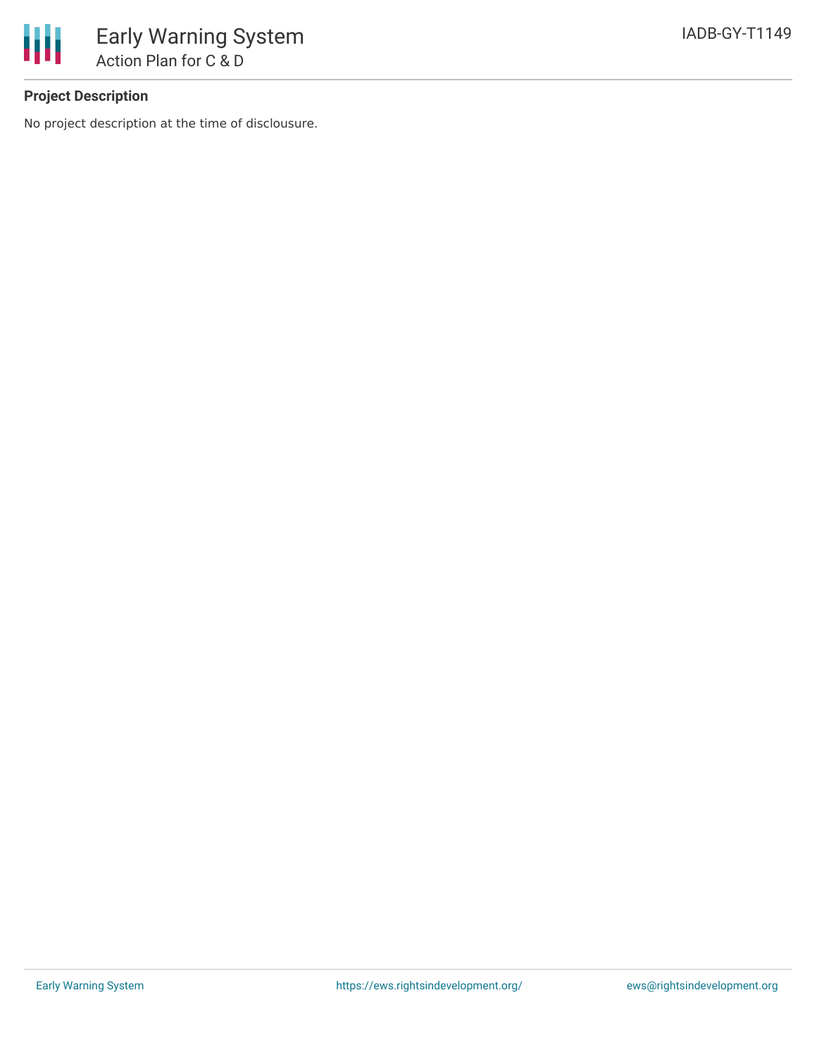## Project Description

No project description at the time of disclousure.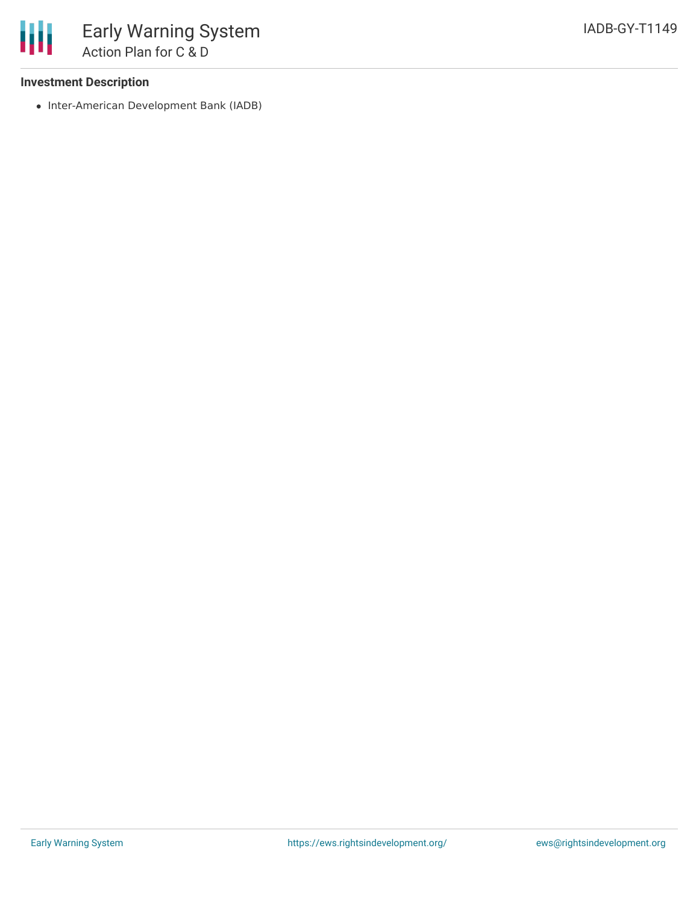**Investment Description**

- Inter-American Development Bank (IADB)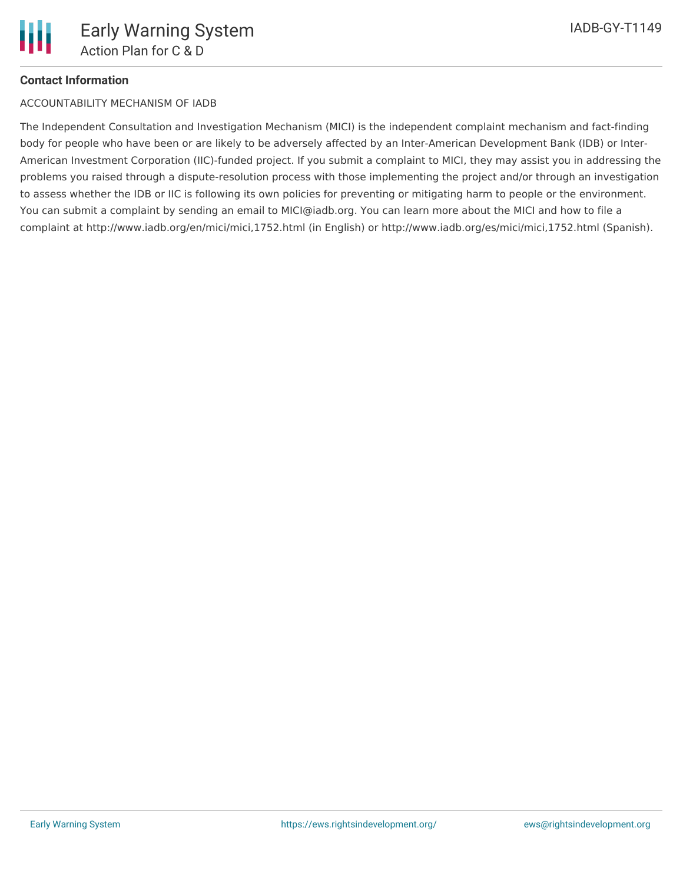**Contact Information**

ACCOUNTABILITY MECHANISM OF IADB

The Independent Consultation and Investigation Mechanism (MICI) is the independent complaint mechanism and fact-finding body for people who have been or are likely to be adversely affected by an Inter-American Development Bank (IDB) or Inter-American Investment Corporation (IIC)-funded project. If you submit a complaint to MICI, they may assist you in addressing the problems you raised through a dispute-resolution process with those implementing the project and/or through an investigation to assess whether the IDB or IIC is following its own policies for preventing or mitigating harm to people or the environment. You can submit a complaint by sending an email to MICI@iadb.org. You can learn more about the MICI and how to file a complaint at http://www.iadb.org/en/mici/mici,1752.html (in English) or http://www.iadb.org/es/mici/mici,1752.html (Spanish).